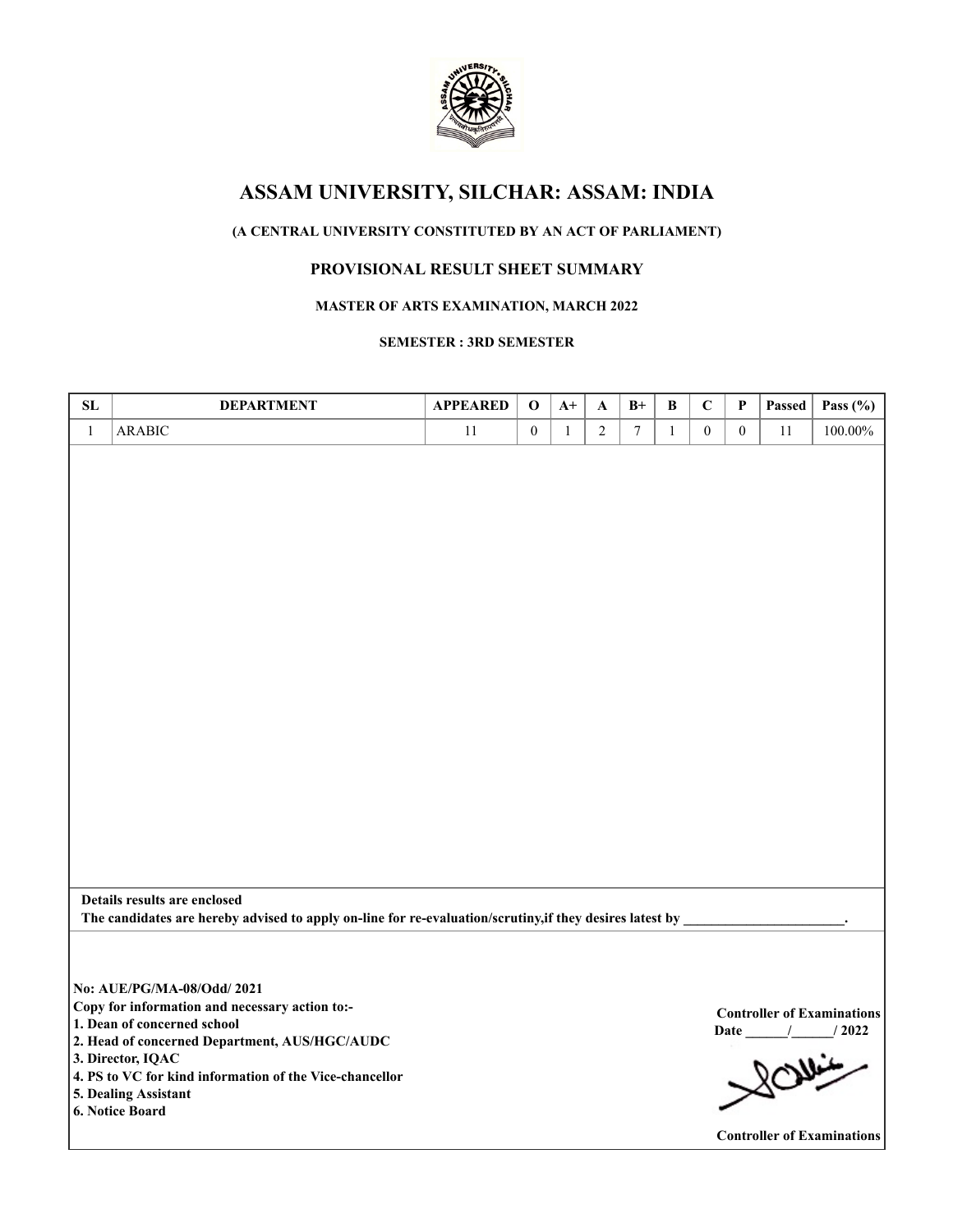# ASSAM UNIVERSITY, SILCHAR: ASSAM: INDIA

**(A CENTRAL UNIVERSITY CONSTITUTED BY AN ACT OF PARLIAMENT)**

## PROVISIONAL RESULT SHEET SUMMARY

**MASTER OF ARTS EXAMINATION, MARCH 2022**

**SEMESTER : 3RD SEMESTER**

| SL | DEPARTMENT | APPEARED | O | A+ | A | B+ | B | C | P | Passed | Pass (%) |
|---|---|---|---|---|---|---|---|---|---|---|---|
| 1 | ARABIC | 11 | 0 | 1 | 2 | 7 | 1 | 0 | 0 | 11 | 100.00% |

**Details results are enclosed**

**The candidates are hereby advised to apply on-line for re-evaluation/scrutiny,if they desires latest by _______________________.**

**No: AUE/PG/MA-08/Odd/ 2021**

**Copy for information and necessary action to:-**

**1. Dean of concerned school**

**2. Head of concerned Department, AUS/HGC/AUDC**

**3. Director, IQAC**

**4. PS to VC for kind information of the Vice-chancellor**

**5. Dealing Assistant**

**6. Notice Board**

**Controller of Examinations**

**Date ______/______/ 2022**

**Controller of Examinations**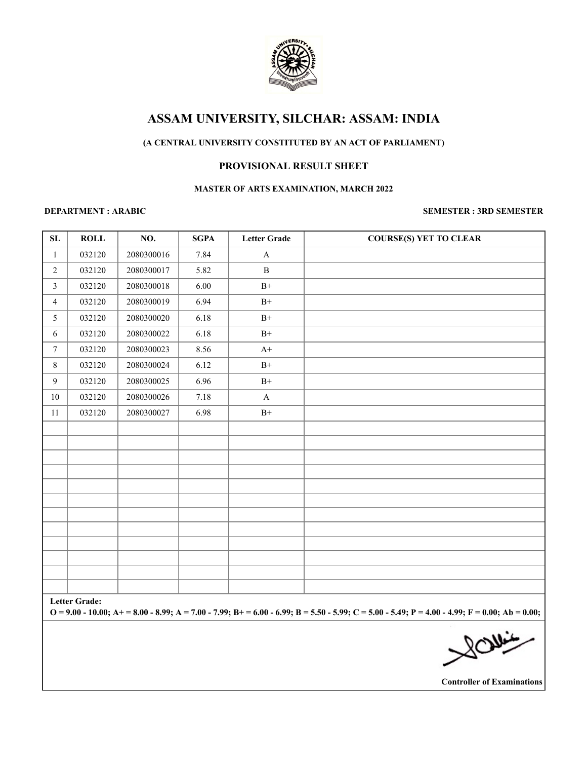# ASSAM UNIVERSITY, SILCHAR: ASSAM: INDIA

**(A CENTRAL UNIVERSITY CONSTITUTED BY AN ACT OF PARLIAMENT)**

**PROVISIONAL RESULT SHEET**

**MASTER OF ARTS EXAMINATION, MARCH 2022**

**DEPARTMENT : ARABIC** **SEMESTER : 3RD SEMESTER**

| SL | ROLL | NO. | SGPA | Letter Grade | COURSE(S) YET TO CLEAR |
|---|---|---|---|---|---|
| 1 | 032120 | 2080300016 | 7.84 | A | |
| 2 | 032120 | 2080300017 | 5.82 | B | |
| 3 | 032120 | 2080300018 | 6.00 | B+ | |
| 4 | 032120 | 2080300019 | 6.94 | B+ | |
| 5 | 032120 | 2080300020 | 6.18 | B+ | |
| 6 | 032120 | 2080300022 | 6.18 | B+ | |
| 7 | 032120 | 2080300023 | 8.56 | A+ | |
| 8 | 032120 | 2080300024 | 6.12 | B+ | |
| 9 | 032120 | 2080300025 | 6.96 | B+ | |
| 10 | 032120 | 2080300026 | 7.18 | A | |
| 11 | 032120 | 2080300027 | 6.98 | B+ | |

**Letter Grade:**
**O = 9.00 - 10.00; A+ = 8.00 - 8.99; A = 7.00 - 7.99; B+ = 6.00 - 6.99; B = 5.50 - 5.99; C = 5.00 - 5.49; P = 4.00 - 4.99; F = 0.00; Ab = 0.00;**

**Controller of Examinations**